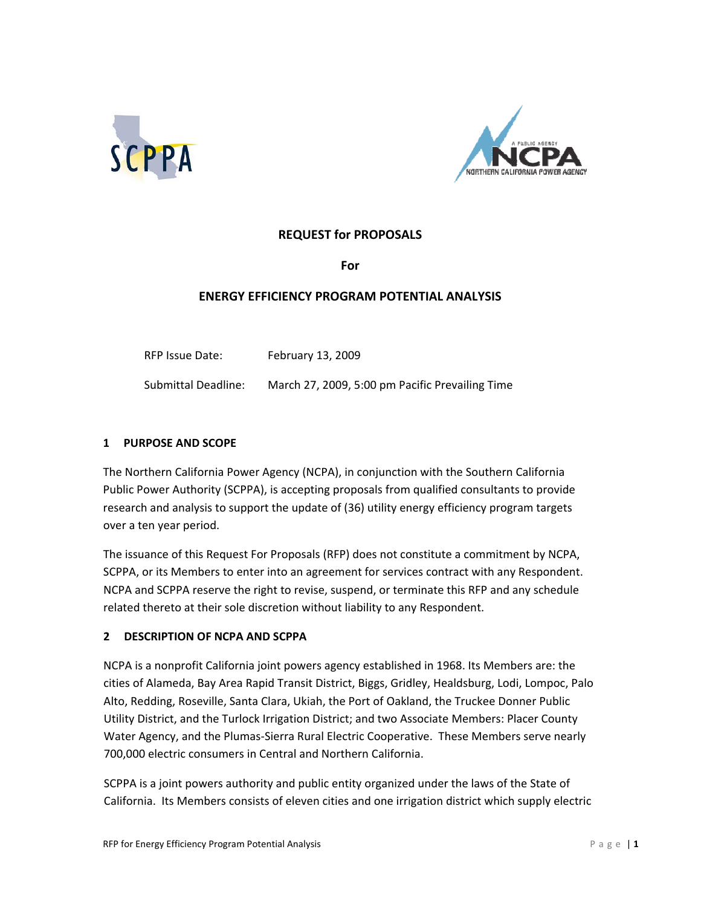# REQUEST for PROPOSALS

**For**

**ENERGY EFFICIENCY PROGRAM POTENTIAL ANALYSIS**

| | |
|---|---|
| RFP Issue Date: | February 13, 2009 |
| Submittal Deadline: | March 27, 2009, 5:00 pm Pacific Prevailing Time |

## 1 PURPOSE AND SCOPE

The Northern California Power Agency (NCPA), in conjunction with the Southern California Public Power Authority (SCPPA), is accepting proposals from qualified consultants to provide research and analysis to support the update of (36) utility energy efficiency program targets over a ten year period.

The issuance of this Request For Proposals (RFP) does not constitute a commitment by NCPA, SCPPA, or its Members to enter into an agreement for services contract with any Respondent. NCPA and SCPPA reserve the right to revise, suspend, or terminate this RFP and any schedule related thereto at their sole discretion without liability to any Respondent.

## 2 DESCRIPTION OF NCPA AND SCPPA

NCPA is a nonprofit California joint powers agency established in 1968. Its Members are: the cities of Alameda, Bay Area Rapid Transit District, Biggs, Gridley, Healdsburg, Lodi, Lompoc, Palo Alto, Redding, Roseville, Santa Clara, Ukiah, the Port of Oakland, the Truckee Donner Public Utility District, and the Turlock Irrigation District; and two Associate Members: Placer County Water Agency, and the Plumas-Sierra Rural Electric Cooperative. These Members serve nearly 700,000 electric consumers in Central and Northern California.

SCPPA is a joint powers authority and public entity organized under the laws of the State of California. Its Members consists of eleven cities and one irrigation district which supply electric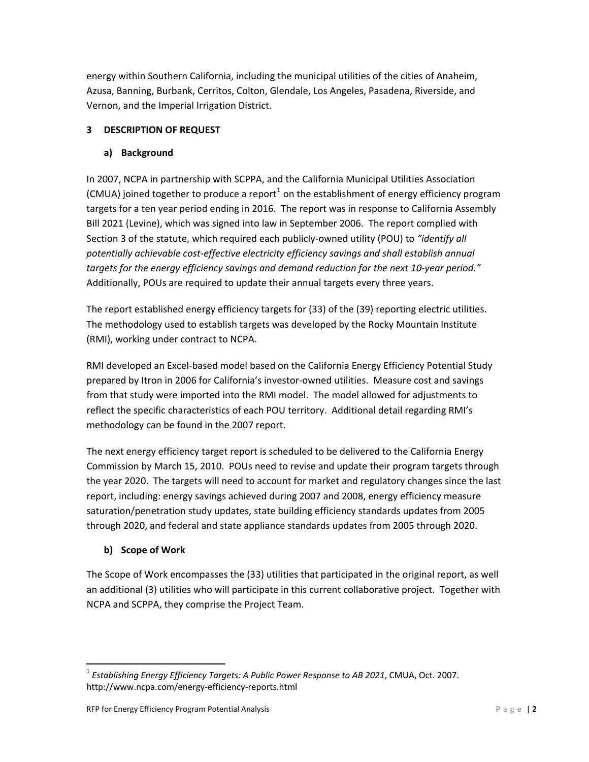energy within Southern California, including the municipal utilities of the cities of Anaheim, Azusa, Banning, Burbank, Cerritos, Colton, Glendale, Los Angeles, Pasadena, Riverside, and Vernon, and the Imperial Irrigation District.

## 3 DESCRIPTION OF REQUEST

### a) Background

In 2007, NCPA in partnership with SCPPA, and the California Municipal Utilities Association (CMUA) joined together to produce a report[1] on the establishment of energy efficiency program targets for a ten year period ending in 2016. The report was in response to California Assembly Bill 2021 (Levine), which was signed into law in September 2006. The report complied with Section 3 of the statute, which required each publicly-owned utility (POU) to *"identify all potentially achievable cost-effective electricity efficiency savings and shall establish annual targets for the energy efficiency savings and demand reduction for the next 10-year period."* Additionally, POUs are required to update their annual targets every three years.

The report established energy efficiency targets for (33) of the (39) reporting electric utilities. The methodology used to establish targets was developed by the Rocky Mountain Institute (RMI), working under contract to NCPA.

RMI developed an Excel-based model based on the California Energy Efficiency Potential Study prepared by Itron in 2006 for California's investor-owned utilities. Measure cost and savings from that study were imported into the RMI model. The model allowed for adjustments to reflect the specific characteristics of each POU territory. Additional detail regarding RMI's methodology can be found in the 2007 report.

The next energy efficiency target report is scheduled to be delivered to the California Energy Commission by March 15, 2010. POUs need to revise and update their program targets through the year 2020. The targets will need to account for market and regulatory changes since the last report, including: energy savings achieved during 2007 and 2008, energy efficiency measure saturation/penetration study updates, state building efficiency standards updates from 2005 through 2020, and federal and state appliance standards updates from 2005 through 2020.

### b) Scope of Work

The Scope of Work encompasses the (33) utilities that participated in the original report, as well an additional (3) utilities who will participate in this current collaborative project. Together with NCPA and SCPPA, they comprise the Project Team.

---

[1] *Establishing Energy Efficiency Targets: A Public Power Response to AB 2021*, CMUA, Oct. 2007. http://www.ncpa.com/energy-efficiency-reports.html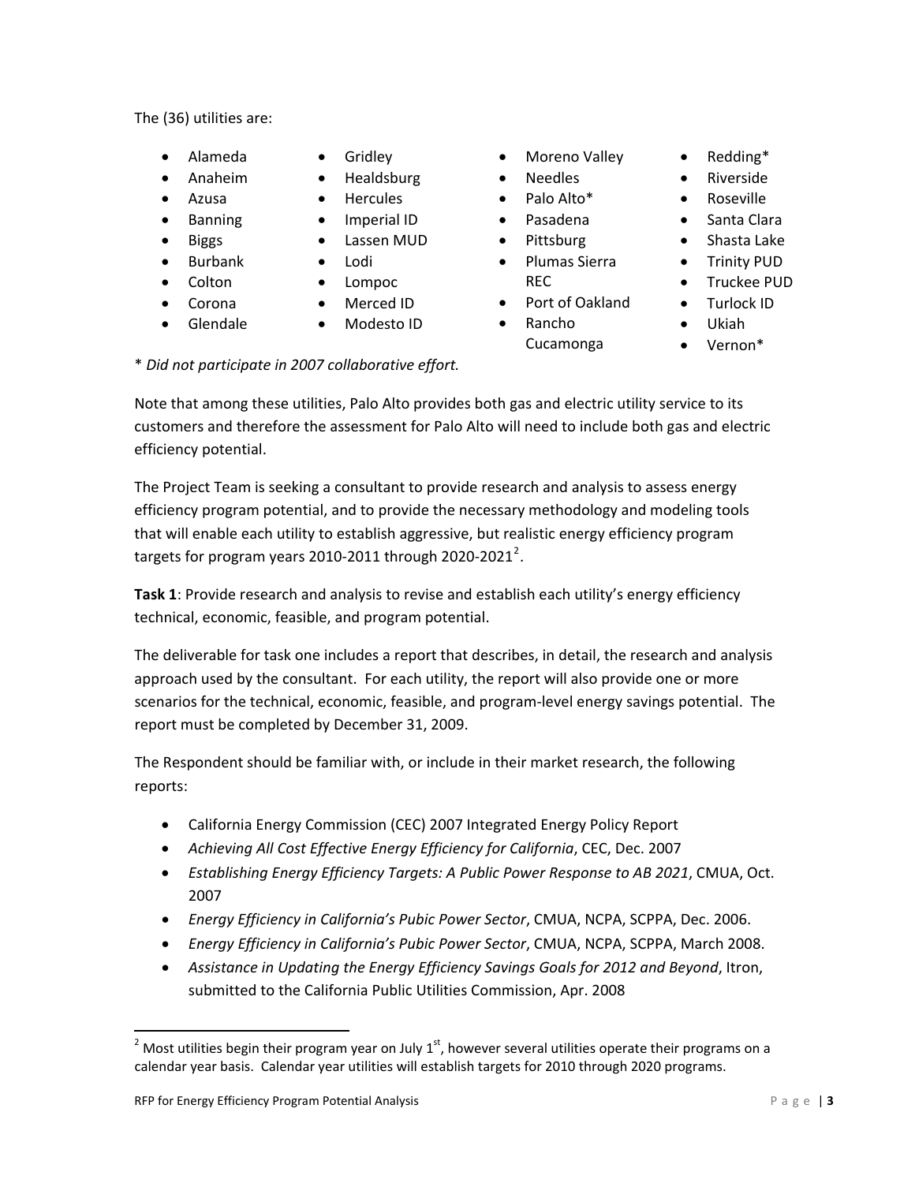The (36) utilities are:

- Alameda
- Anaheim
- Azusa
- Banning
- Biggs
- Burbank
- Colton
- Corona
- Glendale
- Gridley
- Healdsburg
- Hercules
- Imperial ID
- Lassen MUD
- Lodi
- Lompoc
- Merced ID
- Modesto ID
- Moreno Valley
- Needles
- Palo Alto*
- Pasadena
- Pittsburg
- Plumas Sierra REC
- Port of Oakland
- Rancho Cucamonga
- Redding*
- Riverside
- Roseville
- Santa Clara
- Shasta Lake
- Trinity PUD
- Truckee PUD
- Turlock ID
- Ukiah
- Vernon*

* *Did not participate in 2007 collaborative effort.*

Note that among these utilities, Palo Alto provides both gas and electric utility service to its customers and therefore the assessment for Palo Alto will need to include both gas and electric efficiency potential.

The Project Team is seeking a consultant to provide research and analysis to assess energy efficiency program potential, and to provide the necessary methodology and modeling tools that will enable each utility to establish aggressive, but realistic energy efficiency program targets for program years 2010-2011 through 2020-2021[2].

**Task 1**: Provide research and analysis to revise and establish each utility's energy efficiency technical, economic, feasible, and program potential.

The deliverable for task one includes a report that describes, in detail, the research and analysis approach used by the consultant. For each utility, the report will also provide one or more scenarios for the technical, economic, feasible, and program-level energy savings potential. The report must be completed by December 31, 2009.

The Respondent should be familiar with, or include in their market research, the following reports:

- California Energy Commission (CEC) 2007 Integrated Energy Policy Report
- *Achieving All Cost Effective Energy Efficiency for California*, CEC, Dec. 2007
- *Establishing Energy Efficiency Targets: A Public Power Response to AB 2021*, CMUA, Oct. 2007
- *Energy Efficiency in California's Pubic Power Sector*, CMUA, NCPA, SCPPA, Dec. 2006.
- *Energy Efficiency in California's Pubic Power Sector*, CMUA, NCPA, SCPPA, March 2008.
- *Assistance in Updating the Energy Efficiency Savings Goals for 2012 and Beyond*, Itron, submitted to the California Public Utilities Commission, Apr. 2008

[2] Most utilities begin their program year on July 1st, however several utilities operate their programs on a calendar year basis. Calendar year utilities will establish targets for 2010 through 2020 programs.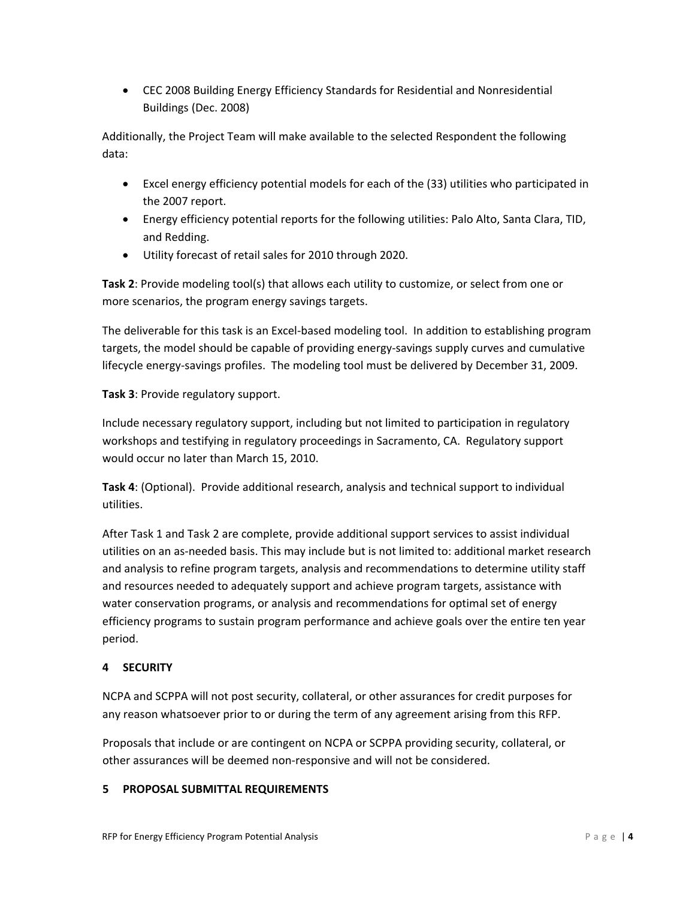- CEC 2008 Building Energy Efficiency Standards for Residential and Nonresidential Buildings (Dec. 2008)

Additionally, the Project Team will make available to the selected Respondent the following data:

- Excel energy efficiency potential models for each of the (33) utilities who participated in the 2007 report.
- Energy efficiency potential reports for the following utilities: Palo Alto, Santa Clara, TID, and Redding.
- Utility forecast of retail sales for 2010 through 2020.

**Task 2**: Provide modeling tool(s) that allows each utility to customize, or select from one or more scenarios, the program energy savings targets.

The deliverable for this task is an Excel-based modeling tool. In addition to establishing program targets, the model should be capable of providing energy-savings supply curves and cumulative lifecycle energy-savings profiles. The modeling tool must be delivered by December 31, 2009.

**Task 3**: Provide regulatory support.

Include necessary regulatory support, including but not limited to participation in regulatory workshops and testifying in regulatory proceedings in Sacramento, CA. Regulatory support would occur no later than March 15, 2010.

**Task 4**: (Optional). Provide additional research, analysis and technical support to individual utilities.

After Task 1 and Task 2 are complete, provide additional support services to assist individual utilities on an as-needed basis. This may include but is not limited to: additional market research and analysis to refine program targets, analysis and recommendations to determine utility staff and resources needed to adequately support and achieve program targets, assistance with water conservation programs, or analysis and recommendations for optimal set of energy efficiency programs to sustain program performance and achieve goals over the entire ten year period.

## 4 SECURITY

NCPA and SCPPA will not post security, collateral, or other assurances for credit purposes for any reason whatsoever prior to or during the term of any agreement arising from this RFP.

Proposals that include or are contingent on NCPA or SCPPA providing security, collateral, or other assurances will be deemed non-responsive and will not be considered.

## 5 PROPOSAL SUBMITTAL REQUIREMENTS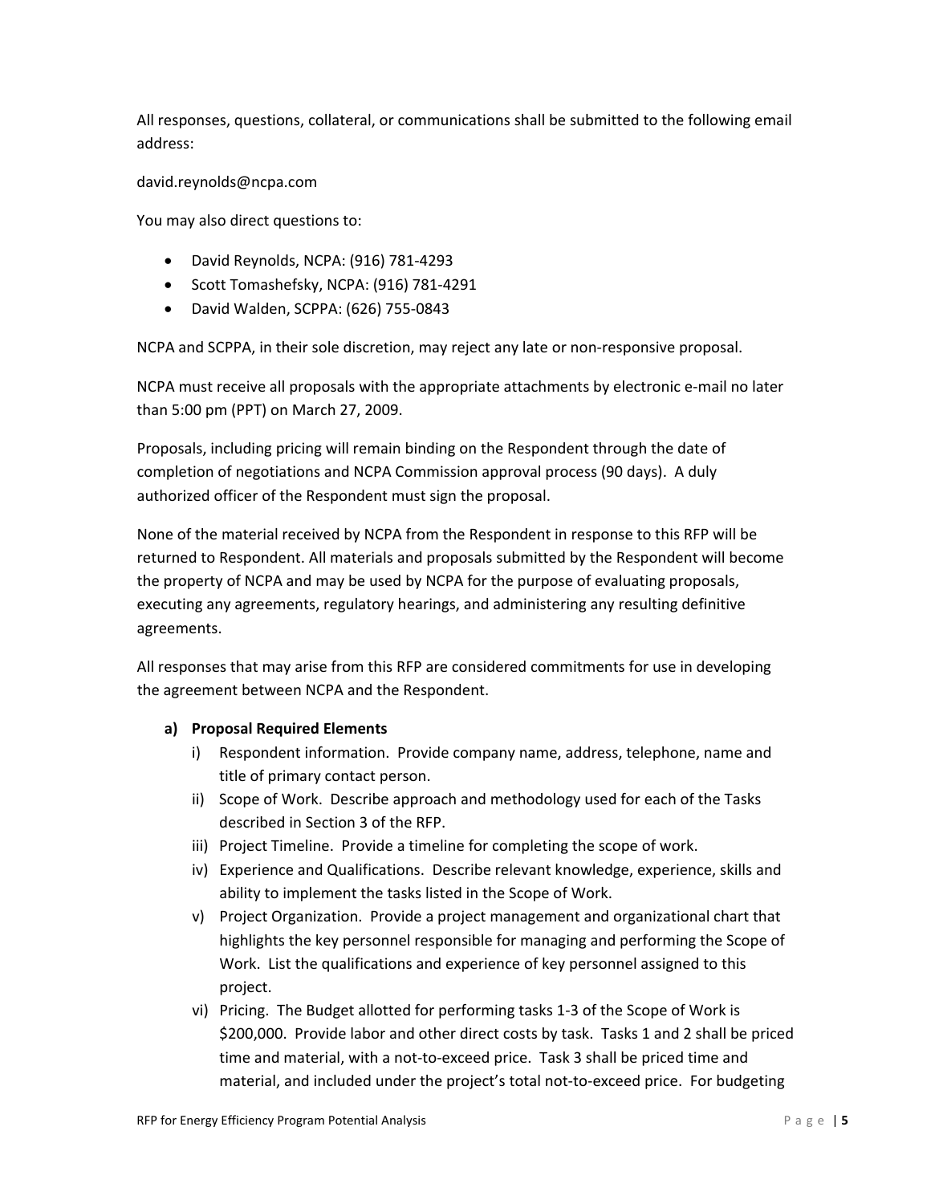All responses, questions, collateral, or communications shall be submitted to the following email address:

david.reynolds@ncpa.com

You may also direct questions to:

- David Reynolds, NCPA: (916) 781-4293
- Scott Tomashefsky, NCPA: (916) 781-4291
- David Walden, SCPPA: (626) 755-0843

NCPA and SCPPA, in their sole discretion, may reject any late or non-responsive proposal.

NCPA must receive all proposals with the appropriate attachments by electronic e-mail no later than 5:00 pm (PPT) on March 27, 2009.

Proposals, including pricing will remain binding on the Respondent through the date of completion of negotiations and NCPA Commission approval process (90 days). A duly authorized officer of the Respondent must sign the proposal.

None of the material received by NCPA from the Respondent in response to this RFP will be returned to Respondent. All materials and proposals submitted by the Respondent will become the property of NCPA and may be used by NCPA for the purpose of evaluating proposals, executing any agreements, regulatory hearings, and administering any resulting definitive agreements.

All responses that may arise from this RFP are considered commitments for use in developing the agreement between NCPA and the Respondent.

**a) Proposal Required Elements**

i) Respondent information. Provide company name, address, telephone, name and title of primary contact person.

ii) Scope of Work. Describe approach and methodology used for each of the Tasks described in Section 3 of the RFP.

iii) Project Timeline. Provide a timeline for completing the scope of work.

iv) Experience and Qualifications. Describe relevant knowledge, experience, skills and ability to implement the tasks listed in the Scope of Work.

v) Project Organization. Provide a project management and organizational chart that highlights the key personnel responsible for managing and performing the Scope of Work. List the qualifications and experience of key personnel assigned to this project.

vi) Pricing. The Budget allotted for performing tasks 1-3 of the Scope of Work is $200,000. Provide labor and other direct costs by task. Tasks 1 and 2 shall be priced time and material, with a not-to-exceed price. Task 3 shall be priced time and material, and included under the project's total not-to-exceed price. For budgeting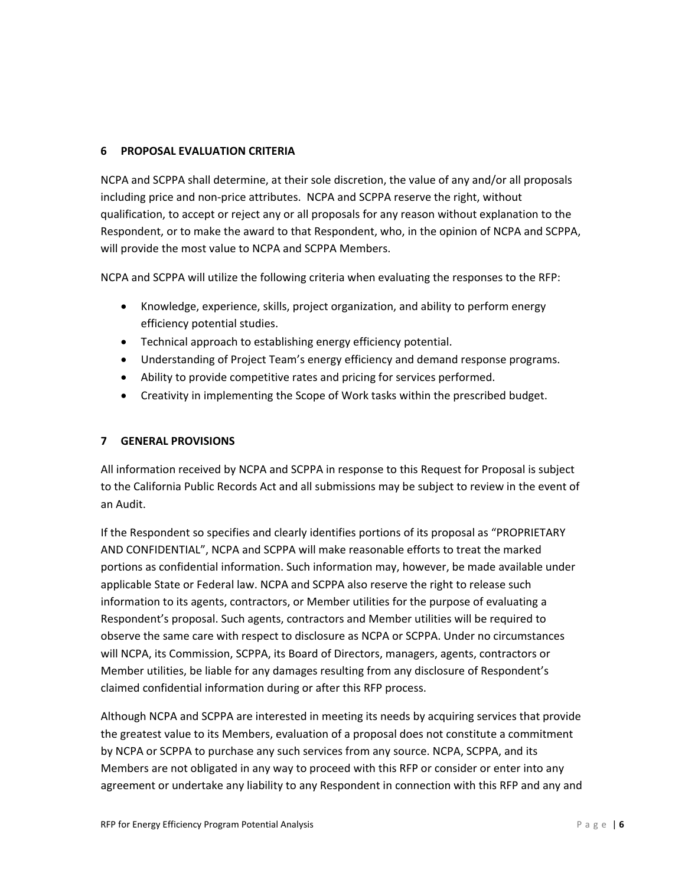## 6 PROPOSAL EVALUATION CRITERIA

NCPA and SCPPA shall determine, at their sole discretion, the value of any and/or all proposals including price and non-price attributes. NCPA and SCPPA reserve the right, without qualification, to accept or reject any or all proposals for any reason without explanation to the Respondent, or to make the award to that Respondent, who, in the opinion of NCPA and SCPPA, will provide the most value to NCPA and SCPPA Members.

NCPA and SCPPA will utilize the following criteria when evaluating the responses to the RFP:

- Knowledge, experience, skills, project organization, and ability to perform energy efficiency potential studies.
- Technical approach to establishing energy efficiency potential.
- Understanding of Project Team's energy efficiency and demand response programs.
- Ability to provide competitive rates and pricing for services performed.
- Creativity in implementing the Scope of Work tasks within the prescribed budget.

## 7 GENERAL PROVISIONS

All information received by NCPA and SCPPA in response to this Request for Proposal is subject to the California Public Records Act and all submissions may be subject to review in the event of an Audit.

If the Respondent so specifies and clearly identifies portions of its proposal as "PROPRIETARY AND CONFIDENTIAL", NCPA and SCPPA will make reasonable efforts to treat the marked portions as confidential information. Such information may, however, be made available under applicable State or Federal law. NCPA and SCPPA also reserve the right to release such information to its agents, contractors, or Member utilities for the purpose of evaluating a Respondent's proposal. Such agents, contractors and Member utilities will be required to observe the same care with respect to disclosure as NCPA or SCPPA. Under no circumstances will NCPA, its Commission, SCPPA, its Board of Directors, managers, agents, contractors or Member utilities, be liable for any damages resulting from any disclosure of Respondent's claimed confidential information during or after this RFP process.

Although NCPA and SCPPA are interested in meeting its needs by acquiring services that provide the greatest value to its Members, evaluation of a proposal does not constitute a commitment by NCPA or SCPPA to purchase any such services from any source. NCPA, SCPPA, and its Members are not obligated in any way to proceed with this RFP or consider or enter into any agreement or undertake any liability to any Respondent in connection with this RFP and any and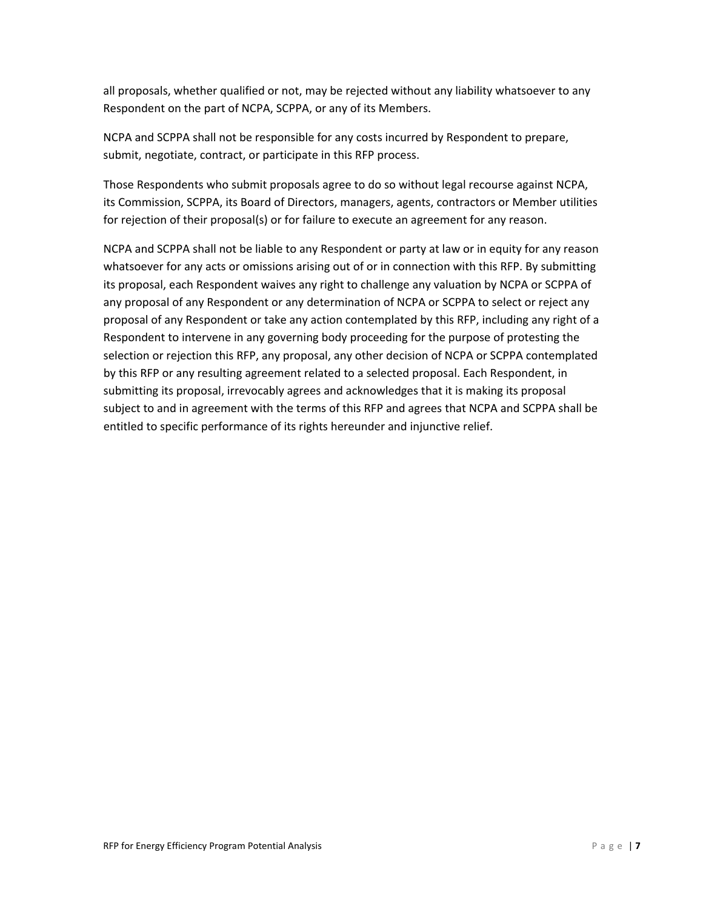all proposals, whether qualified or not, may be rejected without any liability whatsoever to any Respondent on the part of NCPA, SCPPA, or any of its Members.

NCPA and SCPPA shall not be responsible for any costs incurred by Respondent to prepare, submit, negotiate, contract, or participate in this RFP process.

Those Respondents who submit proposals agree to do so without legal recourse against NCPA, its Commission, SCPPA, its Board of Directors, managers, agents, contractors or Member utilities for rejection of their proposal(s) or for failure to execute an agreement for any reason.

NCPA and SCPPA shall not be liable to any Respondent or party at law or in equity for any reason whatsoever for any acts or omissions arising out of or in connection with this RFP. By submitting its proposal, each Respondent waives any right to challenge any valuation by NCPA or SCPPA of any proposal of any Respondent or any determination of NCPA or SCPPA to select or reject any proposal of any Respondent or take any action contemplated by this RFP, including any right of a Respondent to intervene in any governing body proceeding for the purpose of protesting the selection or rejection this RFP, any proposal, any other decision of NCPA or SCPPA contemplated by this RFP or any resulting agreement related to a selected proposal. Each Respondent, in submitting its proposal, irrevocably agrees and acknowledges that it is making its proposal subject to and in agreement with the terms of this RFP and agrees that NCPA and SCPPA shall be entitled to specific performance of its rights hereunder and injunctive relief.